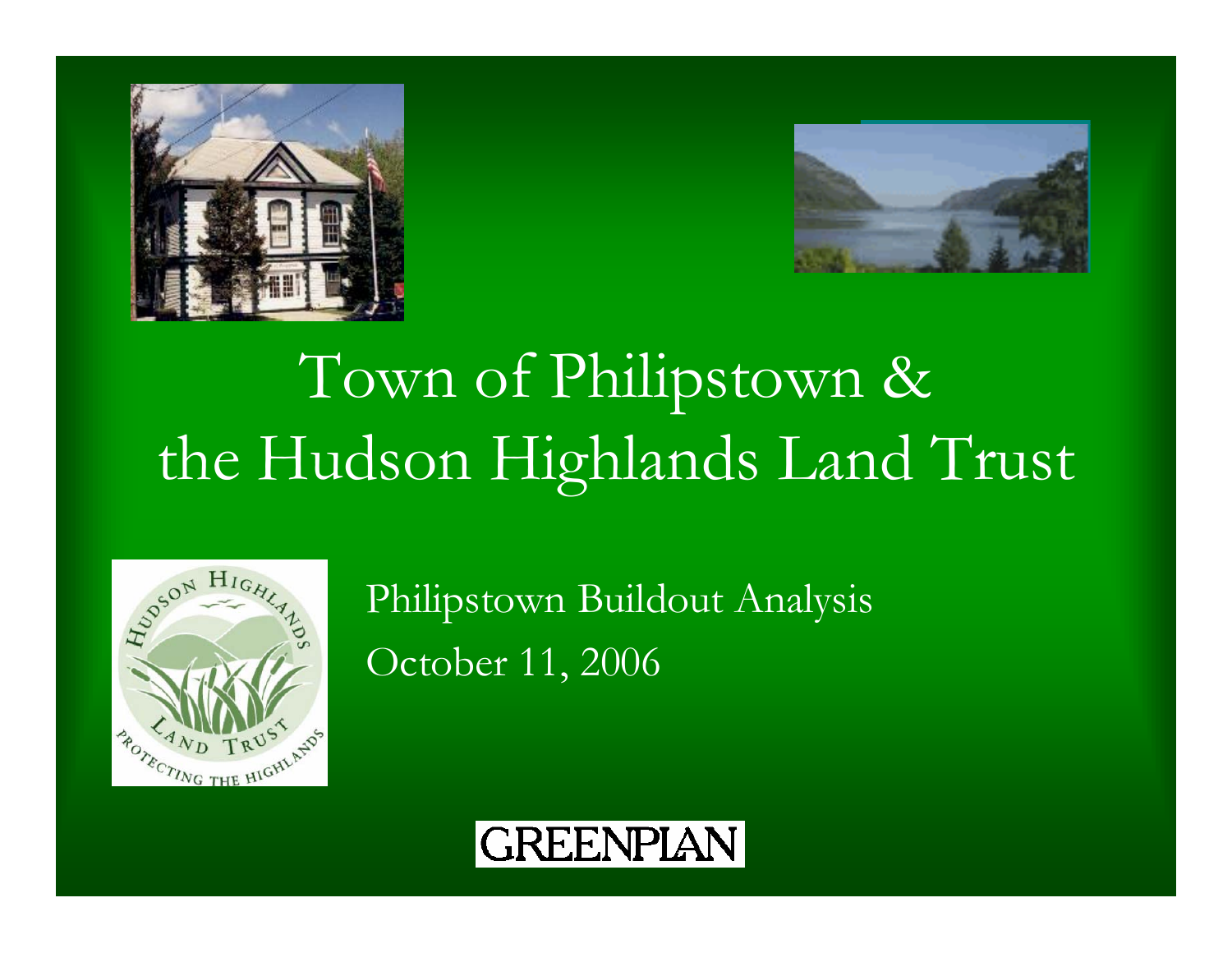# Town of Philipstown & the Hudson Highlands Land Trust

Philipstown Buildout Analysis

October 11, 2006

GREENPLAN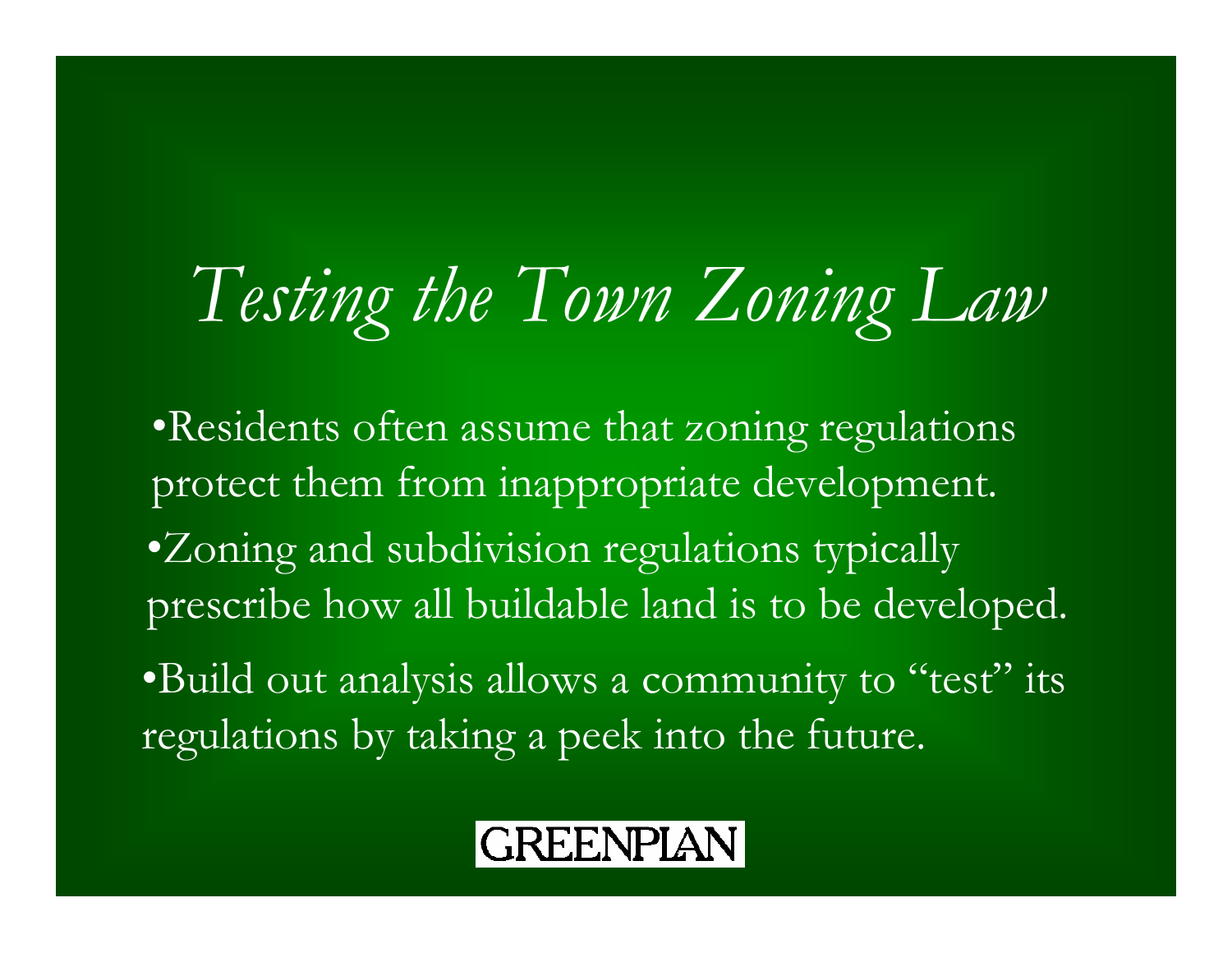# *Testing the Town Zoning Law*

- Residents often assume that zoning regulations protect them from inappropriate development.
- Zoning and subdivision regulations typically prescribe how all buildable land is to be developed.
- Build out analysis allows a community to "test" its regulations by taking a peek into the future.

GREENPLAN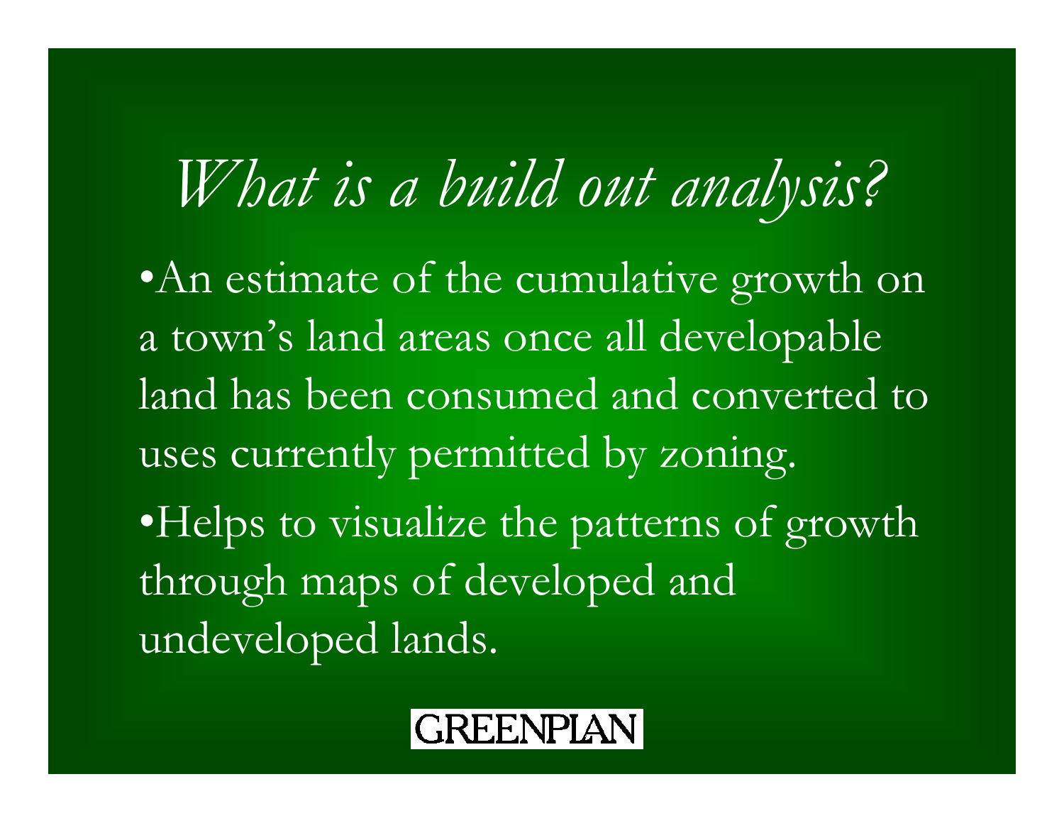# *What is a build out analysis?*

- An estimate of the cumulative growth on a town's land areas once all developable land has been consumed and converted to uses currently permitted by zoning.
- Helps to visualize the patterns of growth through maps of developed and undeveloped lands.

GREENPLAN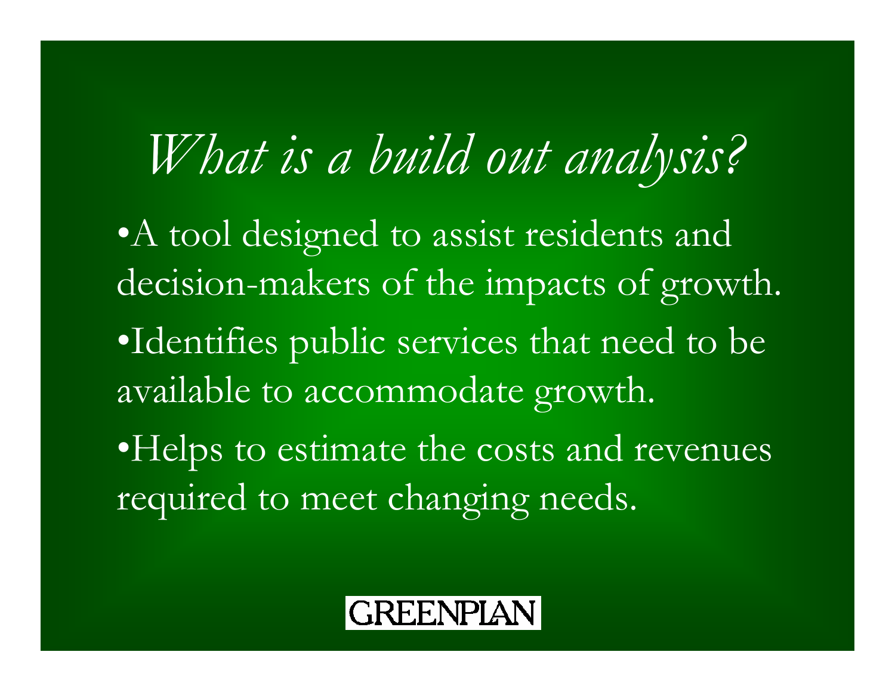# *What is a build out analysis?*

- A tool designed to assist residents and decision-makers of the impacts of growth.
- Identifies public services that need to be available to accommodate growth.
- Helps to estimate the costs and revenues required to meet changing needs.

GREENPLAN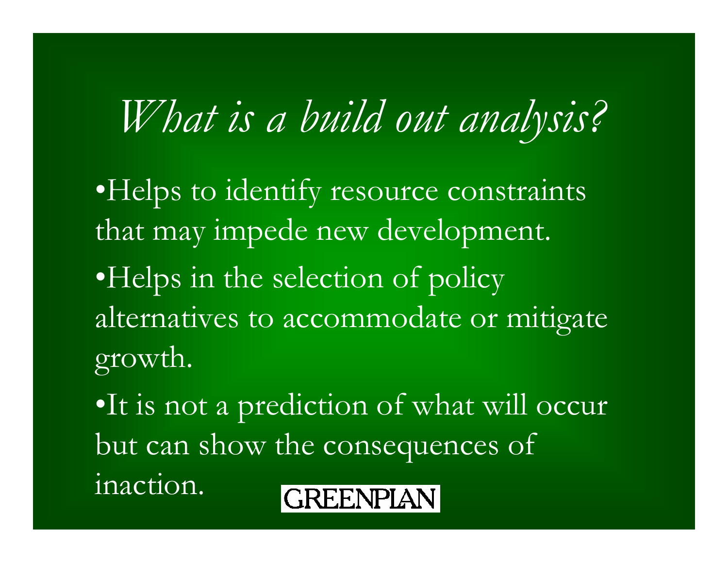# *What is a build out analysis?*

- Helps to identify resource constraints that may impede new development.
- Helps in the selection of policy alternatives to accommodate or mitigate growth.
- It is not a prediction of what will occur but can show the consequences of inaction.

GREENPLAN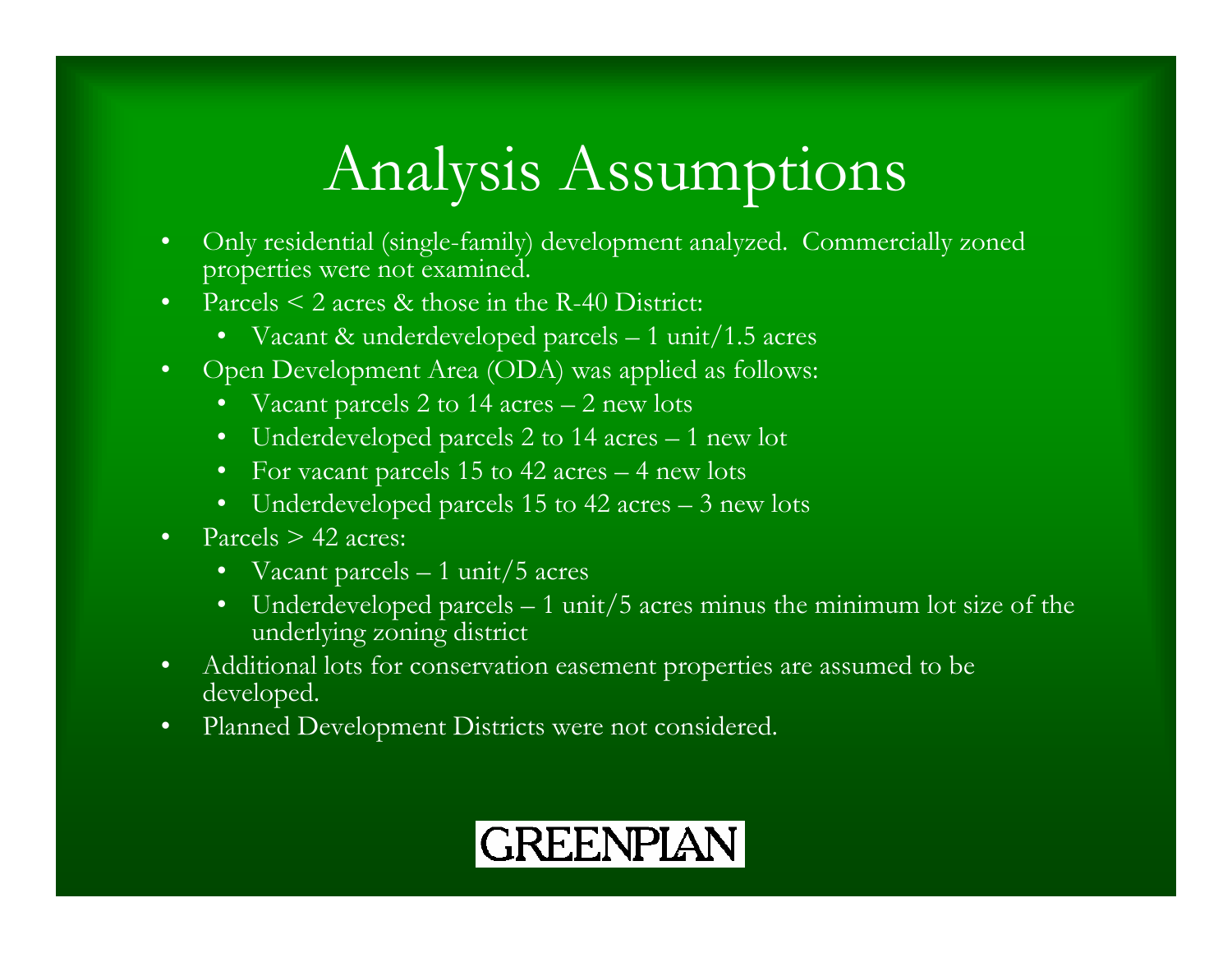# Analysis Assumptions

- Only residential (single-family) development analyzed. Commercially zoned properties were not examined.
- Parcels < 2 acres & those in the R-40 District:
  - Vacant & underdeveloped parcels – 1 unit/1.5 acres
- Open Development Area (ODA) was applied as follows:
  - Vacant parcels 2 to 14 acres – 2 new lots
  - Underdeveloped parcels 2 to 14 acres – 1 new lot
  - For vacant parcels 15 to 42 acres – 4 new lots
  - Underdeveloped parcels 15 to 42 acres – 3 new lots
- Parcels > 42 acres:
  - Vacant parcels – 1 unit/5 acres
  - Underdeveloped parcels – 1 unit/5 acres minus the minimum lot size of the underlying zoning district
- Additional lots for conservation easement properties are assumed to be developed.
- Planned Development Districts were not considered.

GREENPLAN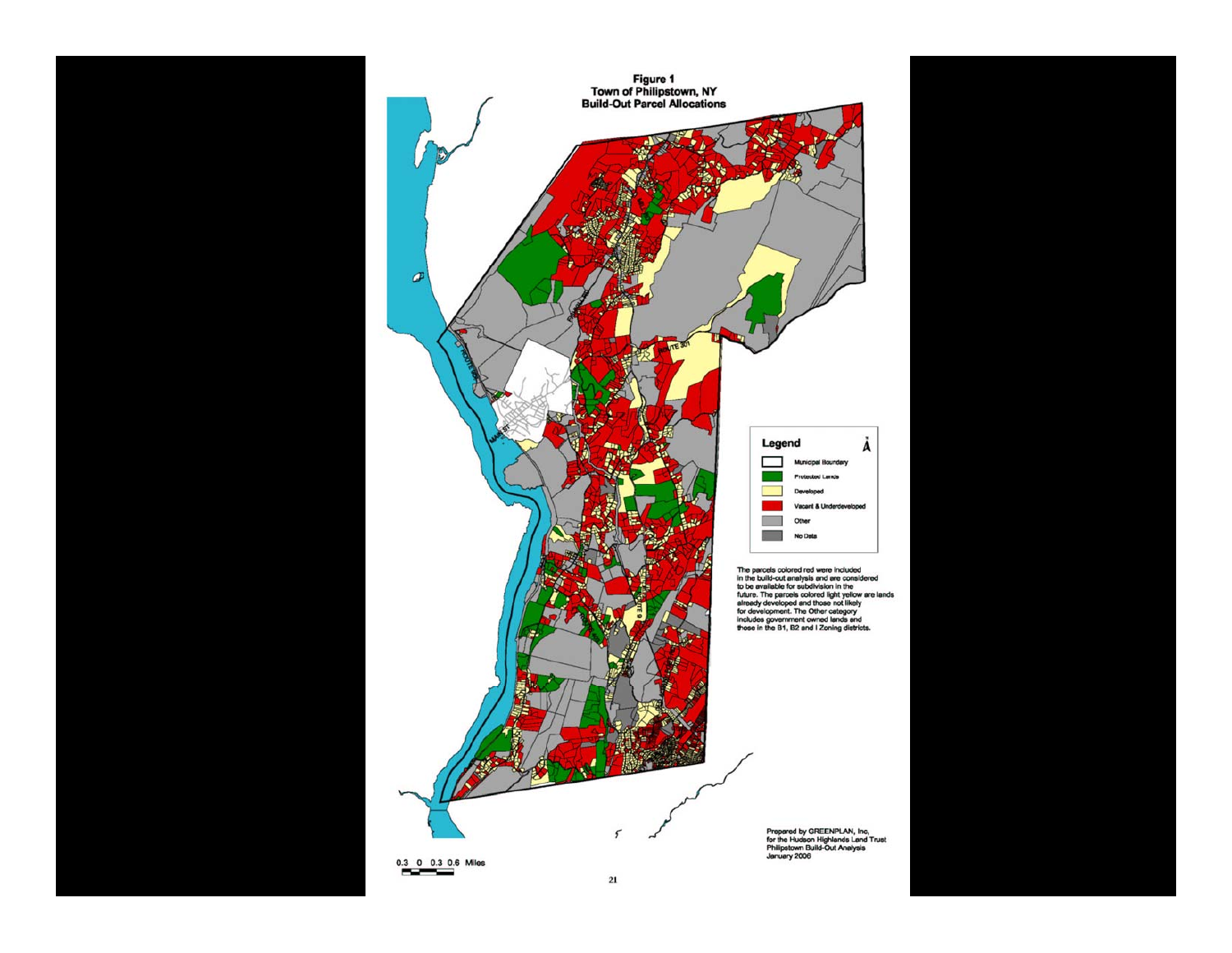# Figure 1
## Town of Philipstown, NY
## Build-Out Parcel Allocations

**Legend**

- Municipal Boundary
- Protected Lands
- Developed
- Vacant & Underdeveloped
- Other
- No Data

The parcels colored red were included in the build-out analysis and are considered to be available for subdivision in the future. The parcels colored light yellow are lands already developed and those not likely for development. The Other category includes government owned lands and those in the B1, B2 and I Zoning districts.

Prepared by GREENPLAN, Inc,
for the Hudson Highlands Land Trust
Philipstown Build-Out Analysis
January 2006

0.3 0 0.3 0.6 Miles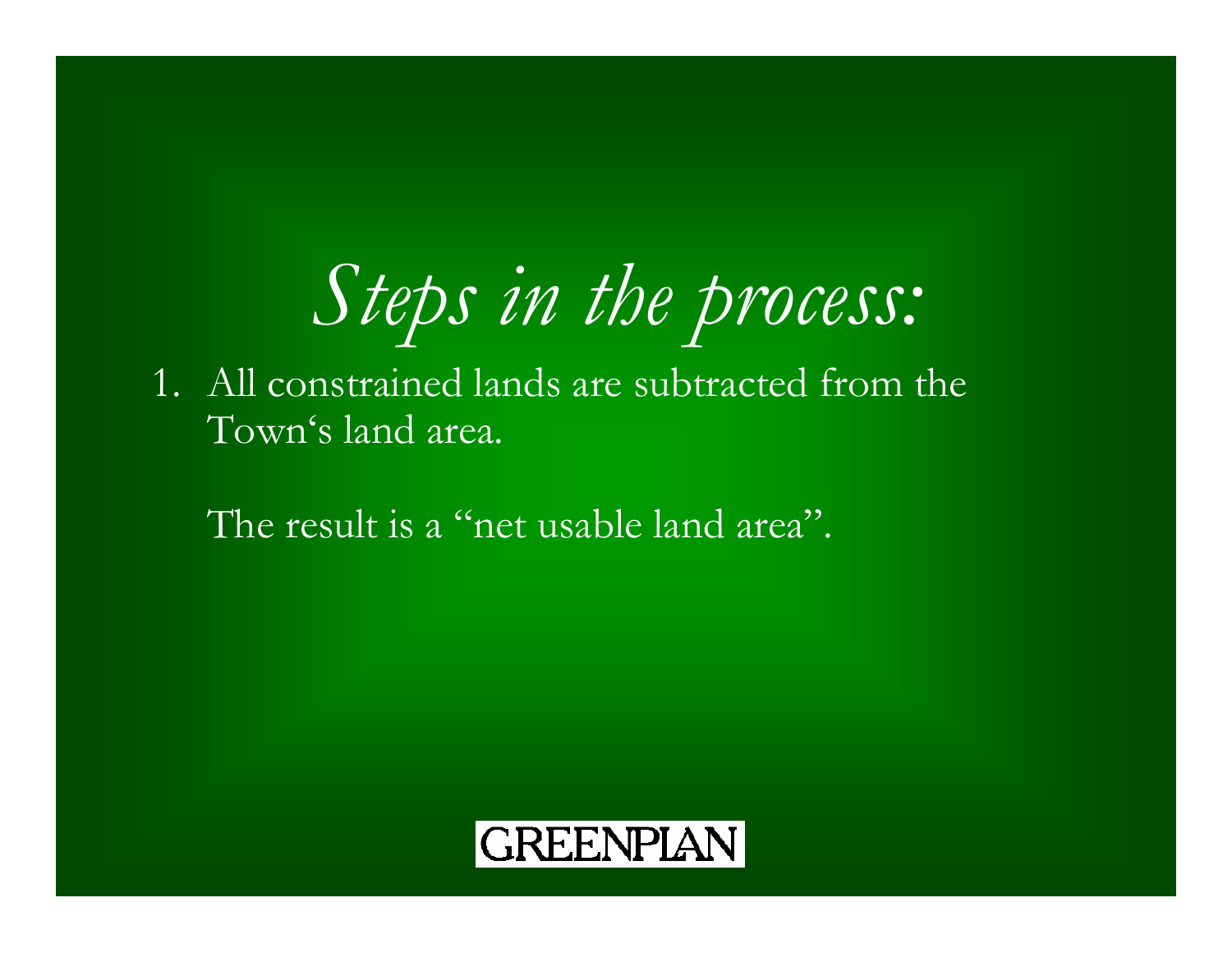# *Steps in the process:*

1. All constrained lands are subtracted from the Town's land area.

   The result is a "net usable land area".

GREENPLAN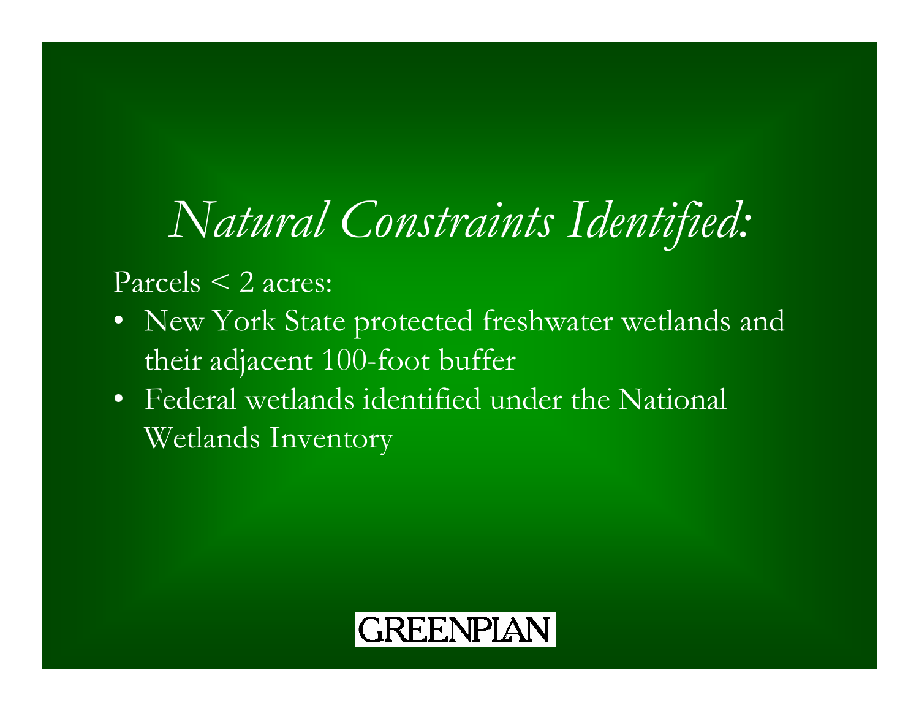# *Natural Constraints Identified:*

Parcels < 2 acres:

- New York State protected freshwater wetlands and their adjacent 100-foot buffer
- Federal wetlands identified under the National Wetlands Inventory

GREENPLAN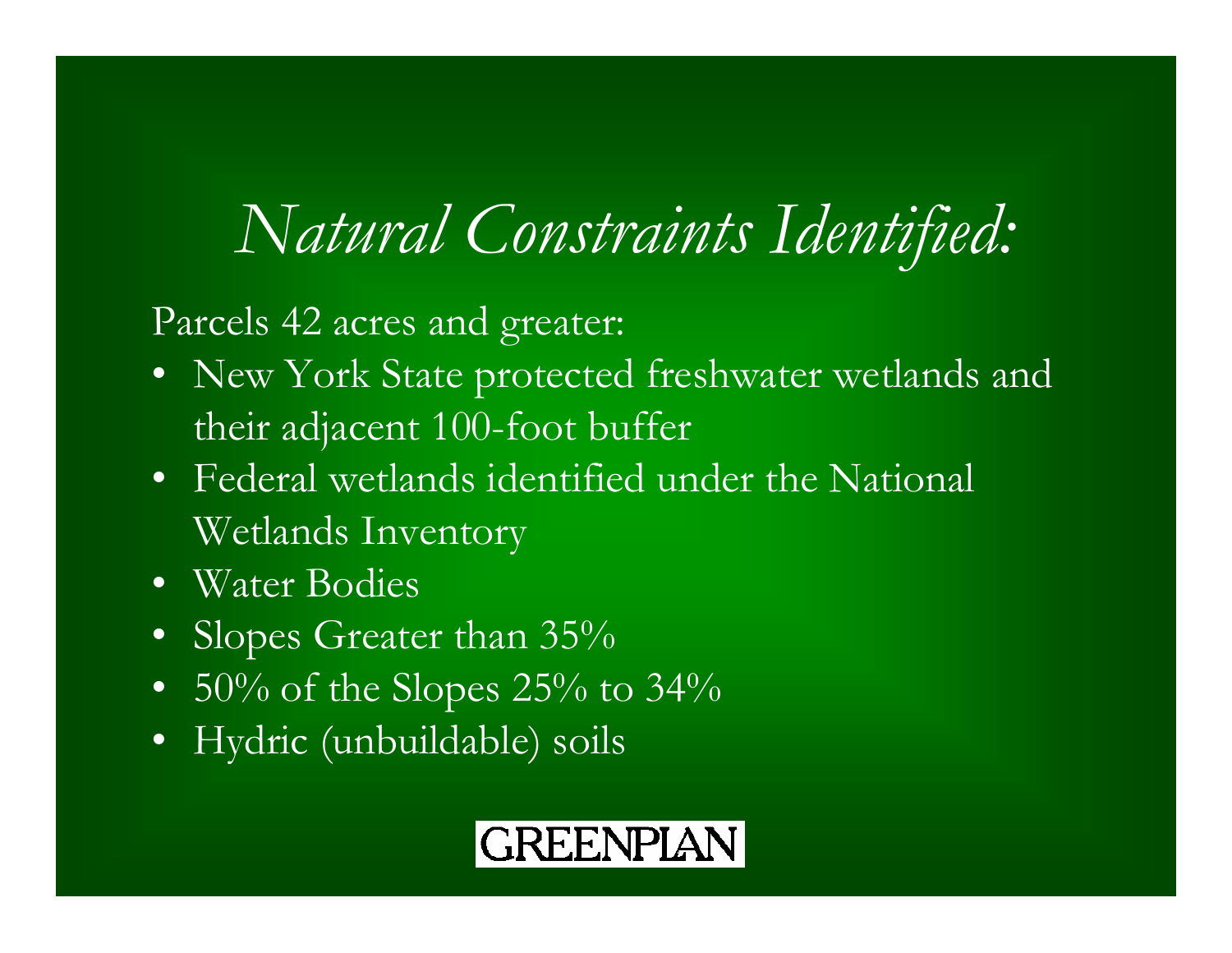# *Natural Constraints Identified:*

Parcels 42 acres and greater:

- New York State protected freshwater wetlands and their adjacent 100-foot buffer
- Federal wetlands identified under the National Wetlands Inventory
- Water Bodies
- Slopes Greater than 35%
- 50% of the Slopes 25% to 34%
- Hydric (unbuildable) soils

GREENPLAN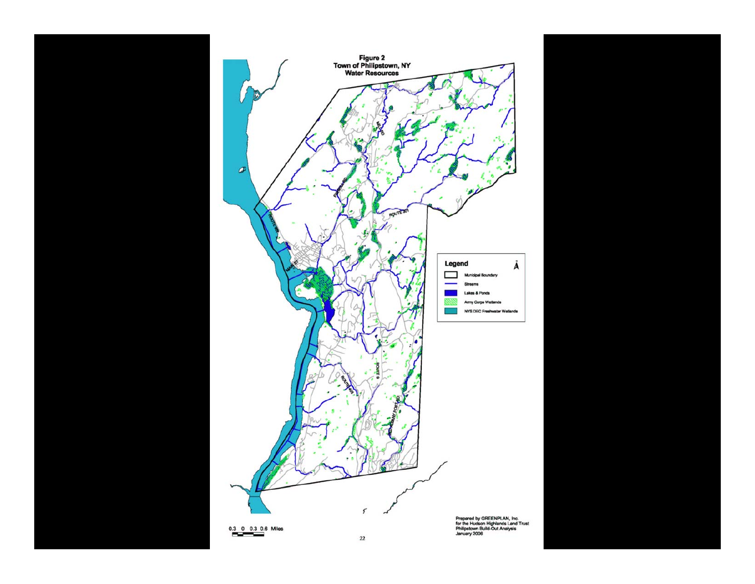**Figure 2**
**Town of Philipstown, NY**
**Water Resources**

**Legend**

- Municipal Boundary
- Streams
- Lakes & Ponds
- Army Corps Wetlands
- NYS DEC Freshwater Wetlands

0.3 0 0.3 0.6 Miles

Prepared by GREENPLAN, Inc.
for the Hudson Highlands Land Trust
Philipstown Build-Out Analysis
January 2006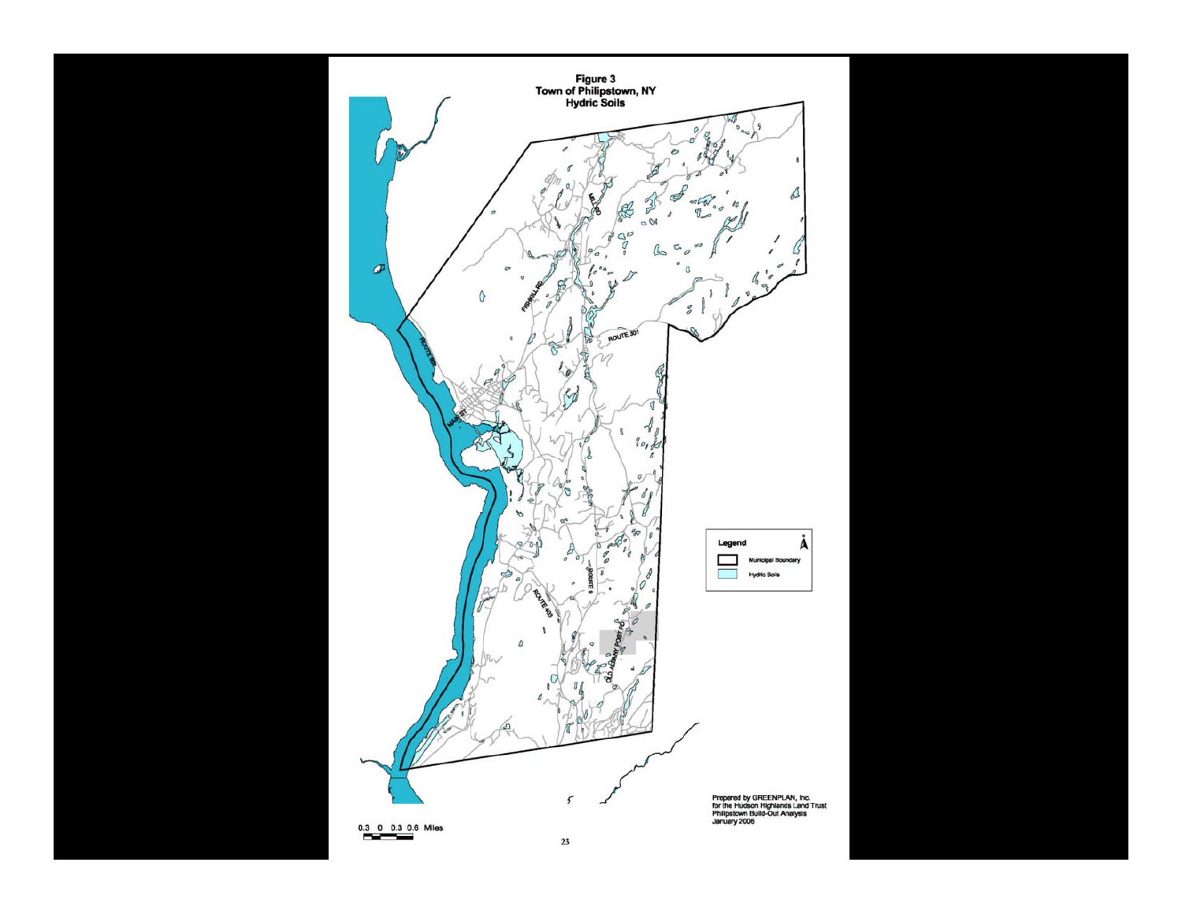# Figure 3
## Town of Philipstown, NY
## Hydric Soils

Legend

- Municipal Boundary
- Hydric Soils

0.3 0 0.3 0.6 Miles

Prepared by GREENPLAN, Inc.
for the Hudson Highlands Land Trust
Philipstown Build-Out Analysis
January 2006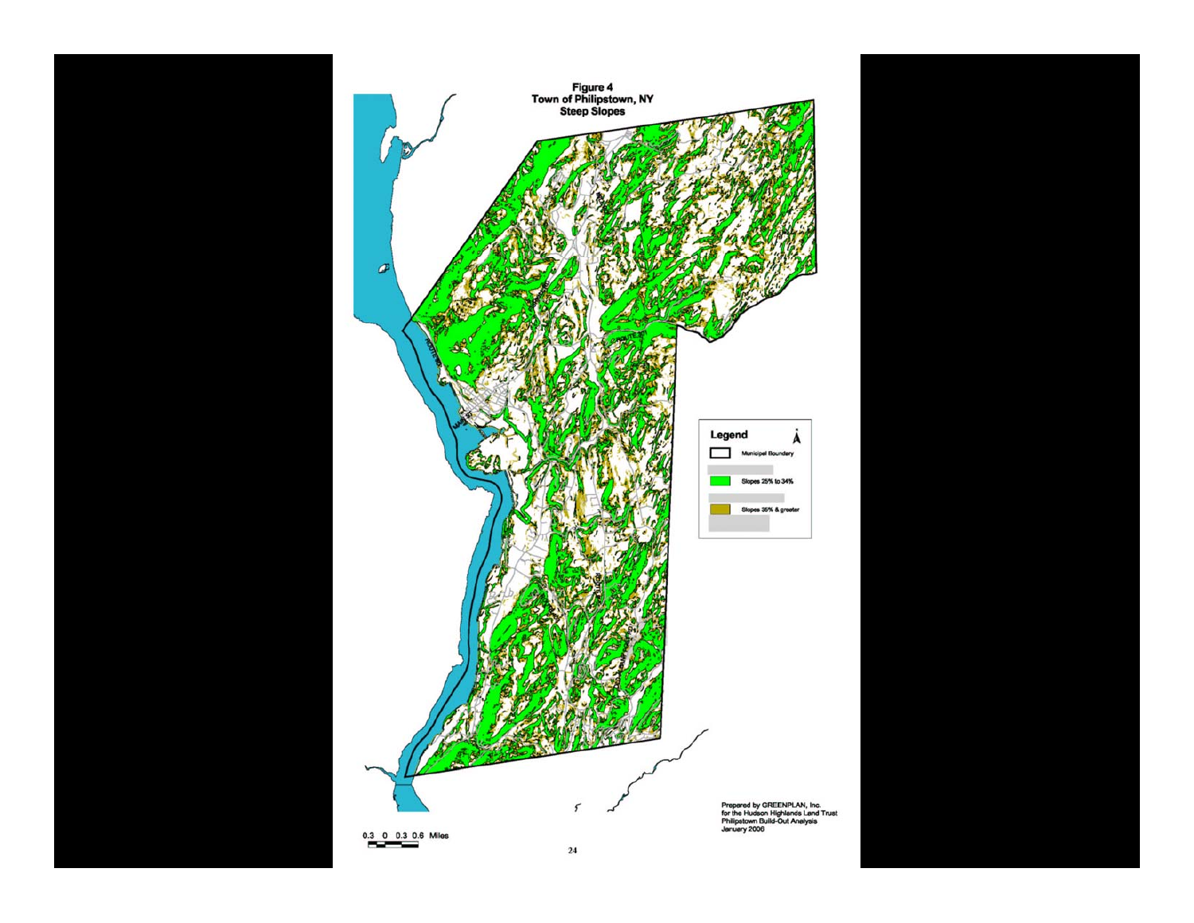**Figure 4**
**Town of Philipstown, NY**
**Steep Slopes**

**Legend**

- Municipal Boundary
- Slopes 25% to 34%
- Slopes 35% & greater

0.3 0 0.3 0.6 Miles

Prepared by GREENPLAN, Inc.
for the Hudson Highlands Land Trust
Philipstown Build-Out Analysis
January 2006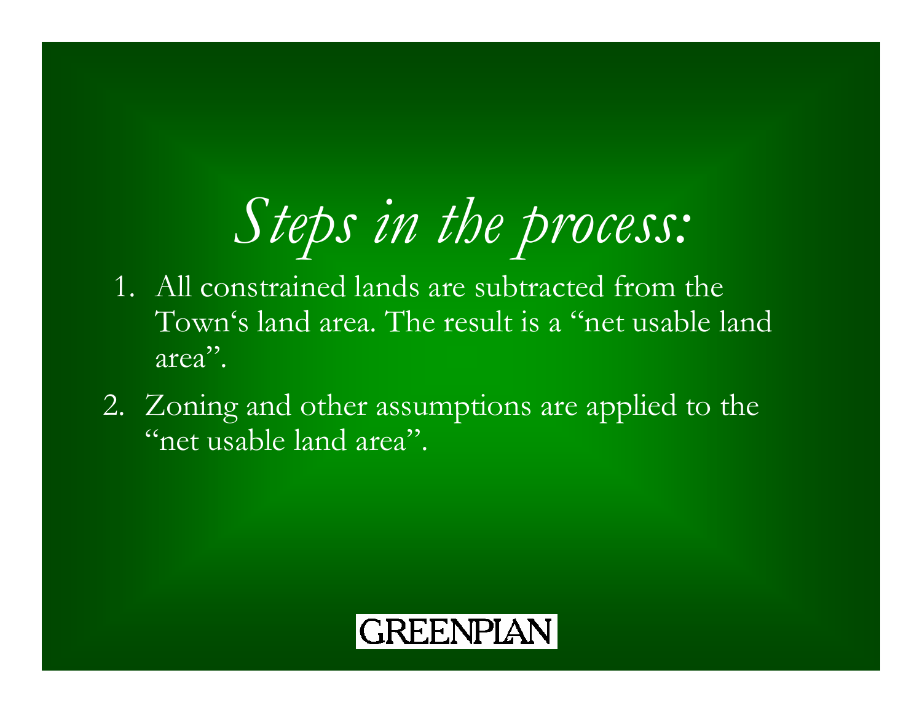# *Steps in the process:*

1. All constrained lands are subtracted from the Town's land area. The result is a "net usable land area".
2. Zoning and other assumptions are applied to the "net usable land area".

GREENPLAN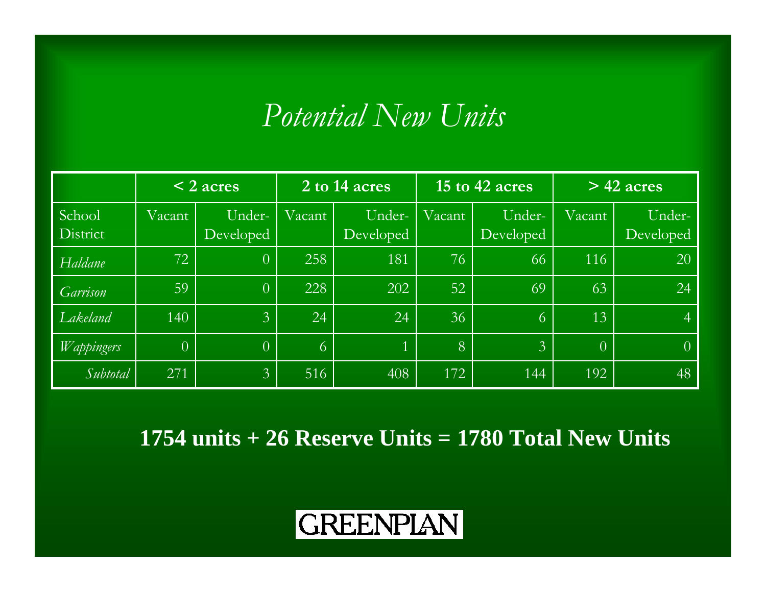# *Potential New Units*

| | < 2 acres | | 2 to 14 acres | | 15 to 42 acres | | > 42 acres | |
|---|---|---|---|---|---|---|---|---|
| School District | Vacant | Under-Developed | Vacant | Under-Developed | Vacant | Under-Developed | Vacant | Under-Developed |
| *Haldane* | 72 | 0 | 258 | 181 | 76 | 66 | 116 | 20 |
| *Garrison* | 59 | 0 | 228 | 202 | 52 | 69 | 63 | 24 |
| *Lakeland* | 140 | 3 | 24 | 24 | 36 | 6 | 13 | 4 |
| *Wappingers* | 0 | 0 | 6 | 1 | 8 | 3 | 0 | 0 |
| *Subtotal* | 271 | 3 | 516 | 408 | 172 | 144 | 192 | 48 |

**1754 units + 26 Reserve Units = 1780 Total New Units**

GREENPLAN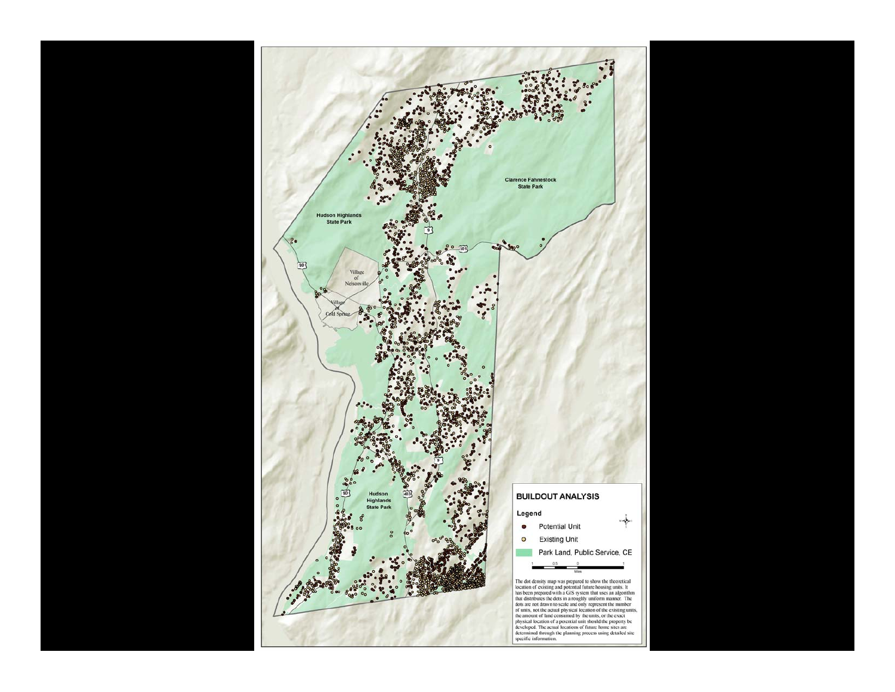Clarence Fahnestock State Park

Hudson Highlands State Park

Village of Nelsonville

Village of Cold Spring

Hudson Highlands State Park

## BUILDOUT ANALYSIS

**Legend**

- Potential Unit
- Existing Unit
- Park Land, Public Service, CE

1 0.5 0 1
Miles

The dot density map was prepared to show the theoretical location of existing and potential future housing units. It has been prepared with a GIS system that uses an algorithm that distributes the dots in a roughly uniform manner. The dots are not drawn to scale and only represent the number of units, not the actual physical location of the existing units, the amount of land consumed by the units, or the exact physical location of a potential unit should the property be developed. The actual locations of future home sites are determined through the planning process using detailed site specific information.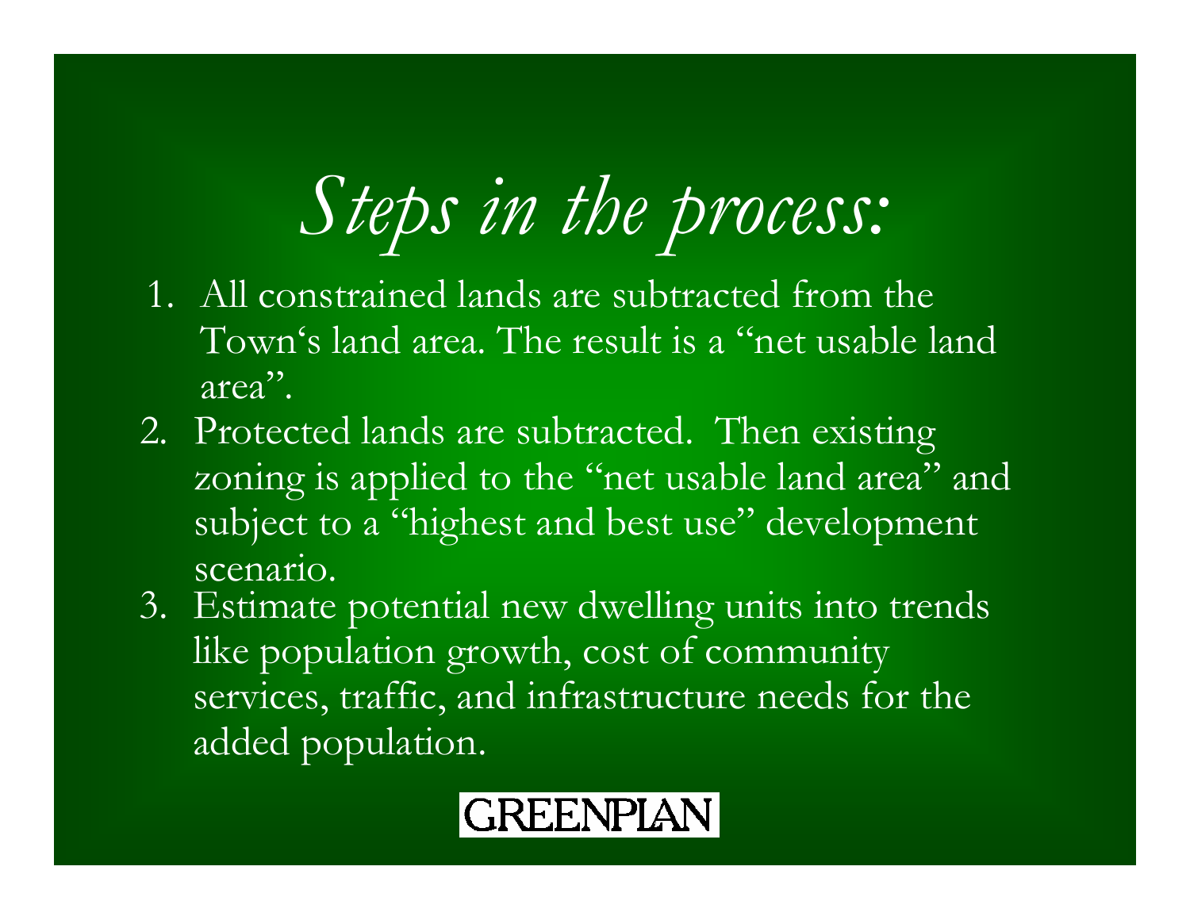# *Steps in the process:*

1. All constrained lands are subtracted from the Town's land area. The result is a "net usable land area".
2. Protected lands are subtracted. Then existing zoning is applied to the "net usable land area" and subject to a "highest and best use" development scenario.
3. Estimate potential new dwelling units into trends like population growth, cost of community services, traffic, and infrastructure needs for the added population.

GREENPLAN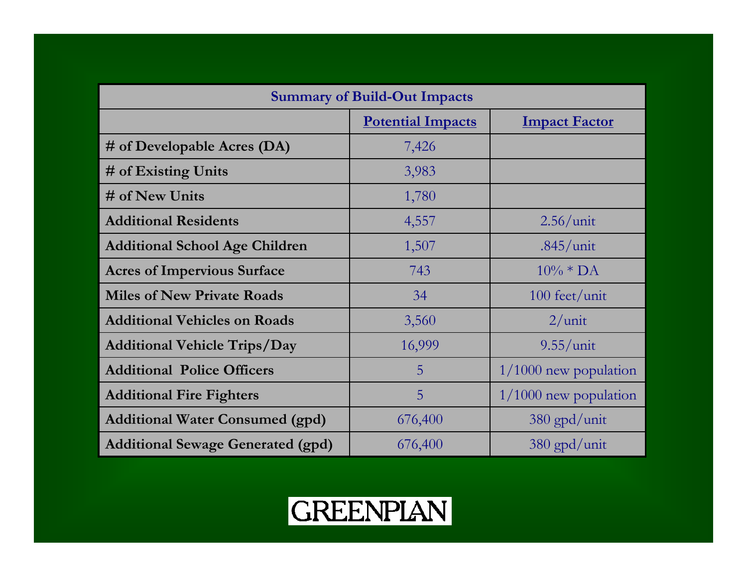| Summary of Build-Out Impacts | | |
|---|---|---|
| | Potential Impacts | Impact Factor |
| # of Developable Acres (DA) | 7,426 | |
| # of Existing Units | 3,983 | |
| # of New Units | 1,780 | |
| Additional Residents | 4,557 | 2.56/unit |
| Additional School Age Children | 1,507 | .845/unit |
| Acres of Impervious Surface | 743 | 10% * DA |
| Miles of New Private Roads | 34 | 100 feet/unit |
| Additional Vehicles on Roads | 3,560 | 2/unit |
| Additional Vehicle Trips/Day | 16,999 | 9.55/unit |
| Additional Police Officers | 5 | 1/1000 new population |
| Additional Fire Fighters | 5 | 1/1000 new population |
| Additional Water Consumed (gpd) | 676,400 | 380 gpd/unit |
| Additional Sewage Generated (gpd) | 676,400 | 380 gpd/unit |

GREENPLAN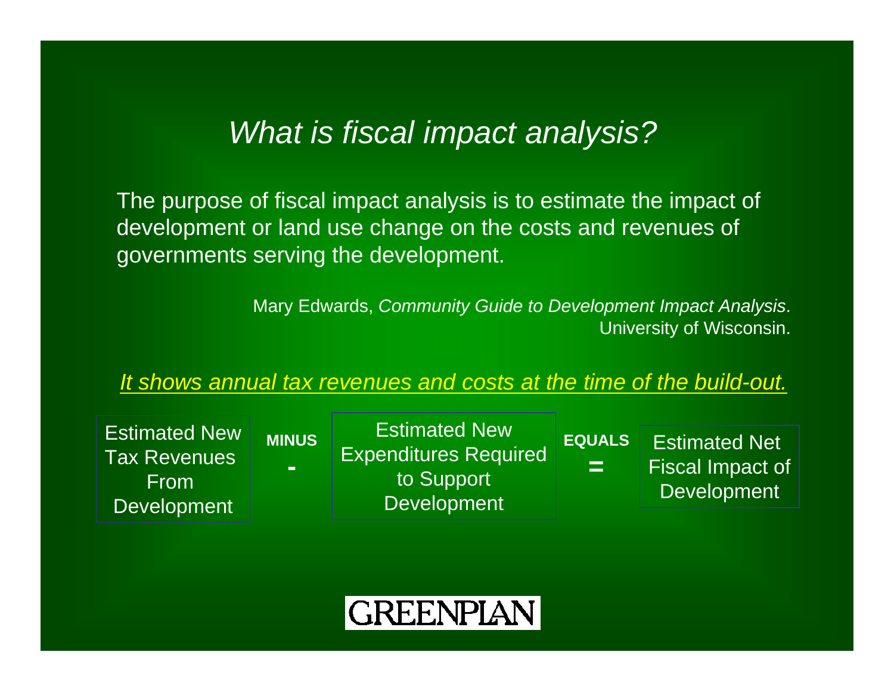# *What is fiscal impact analysis?*

The purpose of fiscal impact analysis is to estimate the impact of development or land use change on the costs and revenues of governments serving the development.

Mary Edwards, *Community Guide to Development Impact Analysis*. University of Wisconsin.

*It shows annual tax revenues and costs at the time of the build-out.*

| Estimated New Tax Revenues From Development | MINUS - | Estimated New Expenditures Required to Support Development | EQUALS = | Estimated Net Fiscal Impact of Development |
|---|---|---|---|---|

GREENPLAN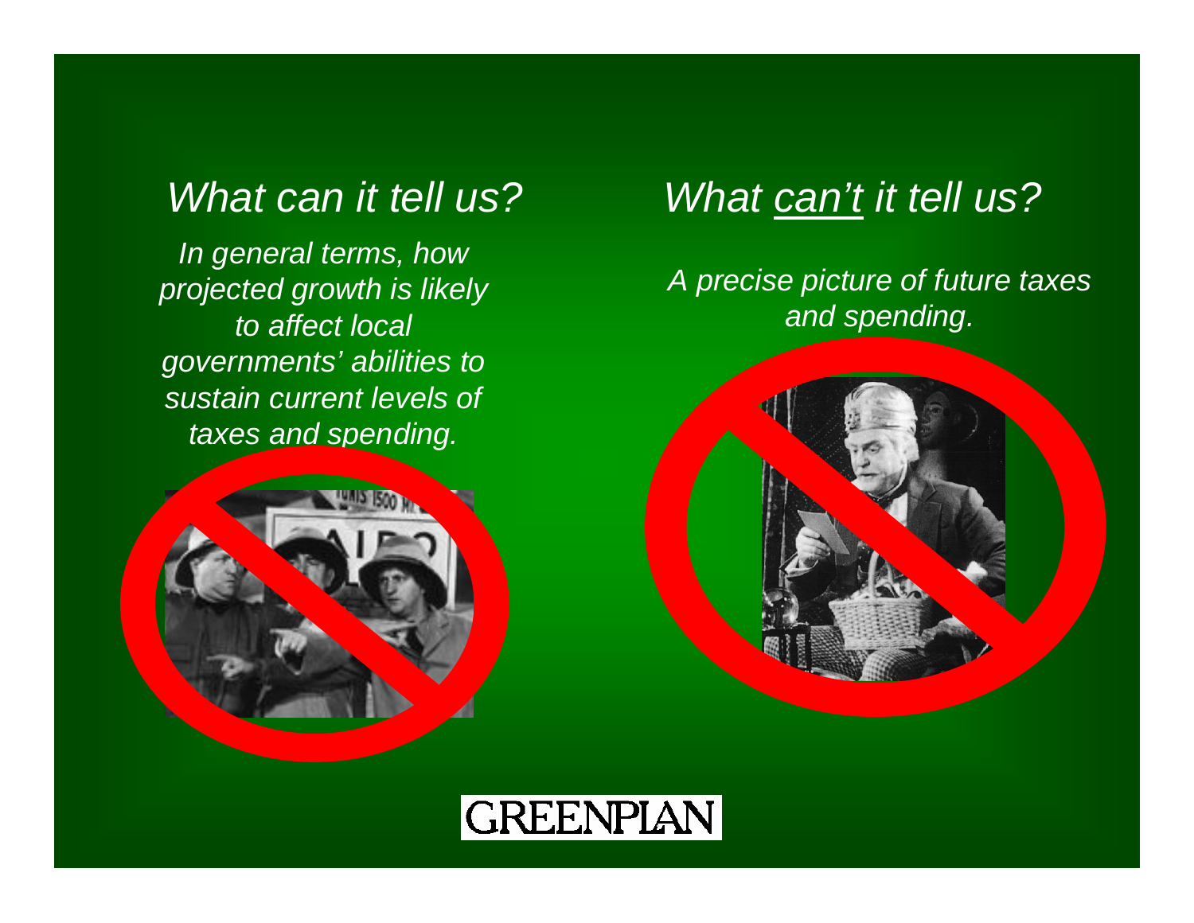## *What can it tell us?*

*In general terms, how projected growth is likely to affect local governments' abilities to sustain current levels of taxes and spending.*

## *What can't it tell us?*

*A precise picture of future taxes and spending.*

GREENPLAN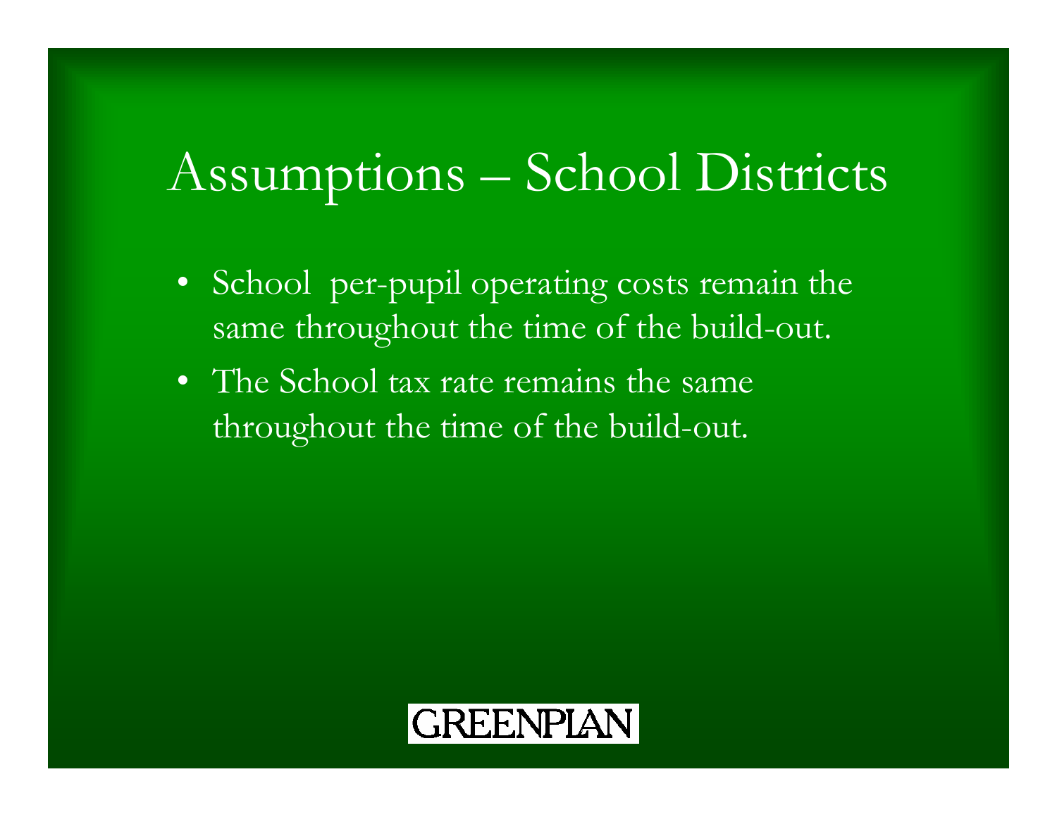# Assumptions – School Districts

- School  per-pupil operating costs remain the same throughout the time of the build-out.
- The School tax rate remains the same throughout the time of the build-out.

GREENPLAN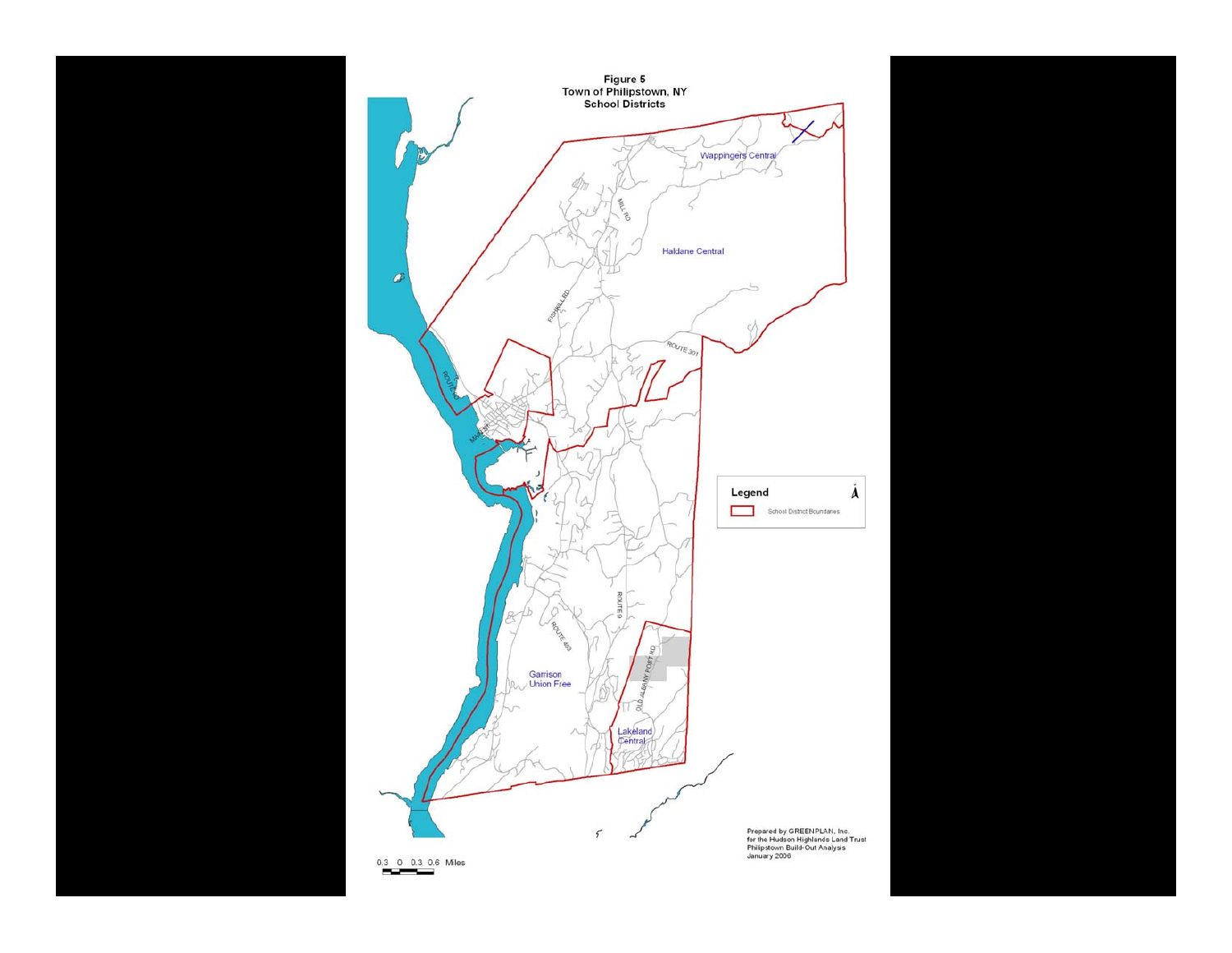**Figure 5**
**Town of Philipstown, NY**
**School Districts**

Wappingers Central

Haldane Central

Garrison Union Free

Lakeland Central

MILL RD

FISHKILL RD

ROUTE 301

ROUTE 9D

ROUTE 9

ROUTE 403

OLD ALBANY POST RD

**Legend**

School District Boundaries

0.3 0 0.3 0.6 Miles

Prepared by GREENPLAN, Inc.
for the Hudson Highlands Land Trust
Philipstown Build-Out Analysis
January 2006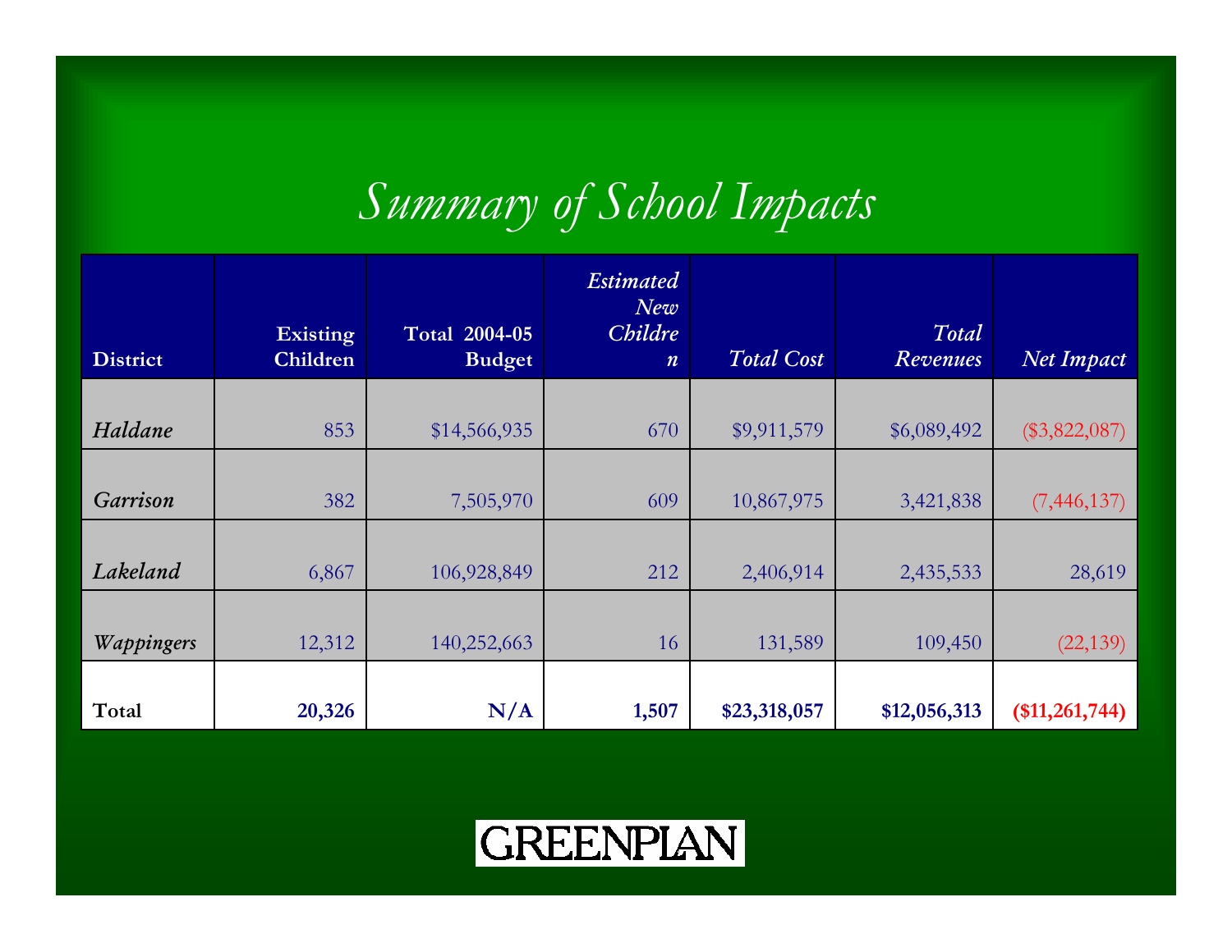# *Summary of School Impacts*

| District | Existing Children | Total 2004-05 Budget | *Estimated New Children* | *Total Cost* | *Total Revenues* | *Net Impact* |
|---|---|---|---|---|---|---|
| *Haldane* | 853 | $14,566,935 | 670 | $9,911,579 | $6,089,492 | ($3,822,087) |
| *Garrison* | 382 | 7,505,970 | 609 | 10,867,975 | 3,421,838 | (7,446,137) |
| *Lakeland* | 6,867 | 106,928,849 | 212 | 2,406,914 | 2,435,533 | 28,619 |
| *Wappingers* | 12,312 | 140,252,663 | 16 | 131,589 | 109,450 | (22,139) |
| **Total** | **20,326** | **N/A** | **1,507** | **$23,318,057** | **$12,056,313** | **($11,261,744)** |

GREENPLAN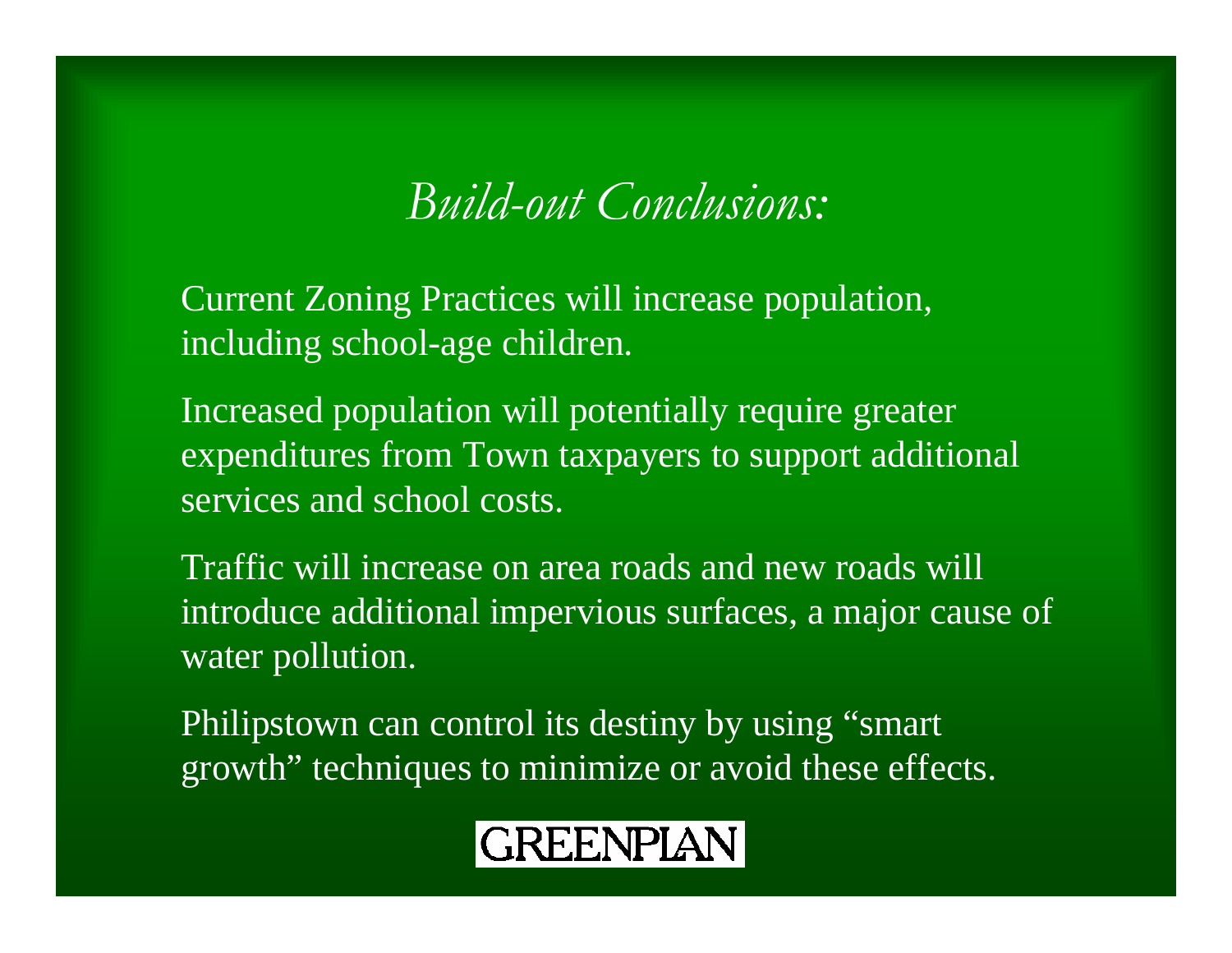# *Build-out Conclusions:*

Current Zoning Practices will increase population, including school-age children.

Increased population will potentially require greater expenditures from Town taxpayers to support additional services and school costs.

Traffic will increase on area roads and new roads will introduce additional impervious surfaces, a major cause of water pollution.

Philipstown can control its destiny by using “smart growth” techniques to minimize or avoid these effects.

GREENPLAN